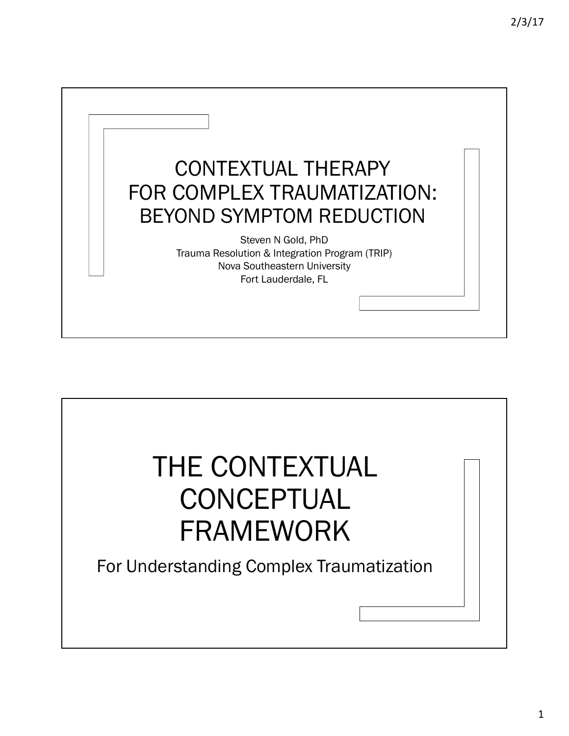# CONTEXTUAL THERAPY FOR COMPLEX TRAUMATIZATION: BEYOND SYMPTOM REDUCTION

Steven N Gold, PhD
Trauma Resolution & Integration Program (TRIP)
Nova Southeastern University
Fort Lauderdale, FL

# THE CONTEXTUAL CONCEPTUAL FRAMEWORK

For Understanding Complex Traumatization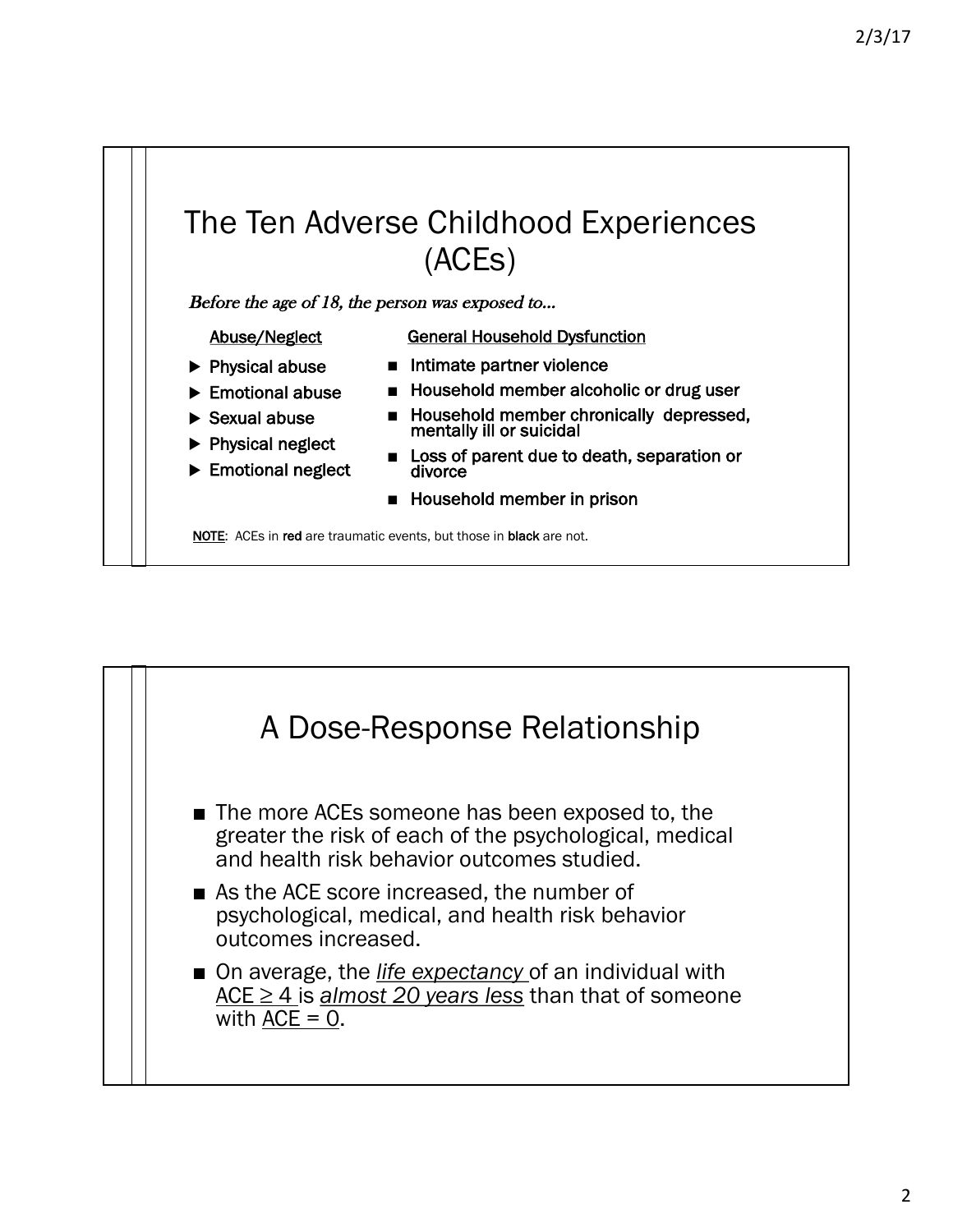# The Ten Adverse Childhood Experiences (ACEs)

*Before the age of 18, the person was exposed to…*

**Abuse/Neglect**

- **Physical abuse**
- **Emotional abuse**
- **Sexual abuse**
- **Physical neglect**
- **Emotional neglect**

**General Household Dysfunction**

- **Intimate partner violence**
- **Household member alcoholic or drug user**
- **Household member chronically depressed, mentally ill or suicidal**
- **Loss of parent due to death, separation or divorce**
- **Household member in prison**

NOTE: ACEs in **red** are traumatic events, but those in **black** are not.

# A Dose-Response Relationship

- The more ACEs someone has been exposed to, the greater the risk of each of the psychological, medical and health risk behavior outcomes studied.
- As the ACE score increased, the number of psychological, medical, and health risk behavior outcomes increased.
- On average, the *life expectancy* of an individual with ACE ≥ 4 is *almost 20 years less* than that of someone with ACE = 0.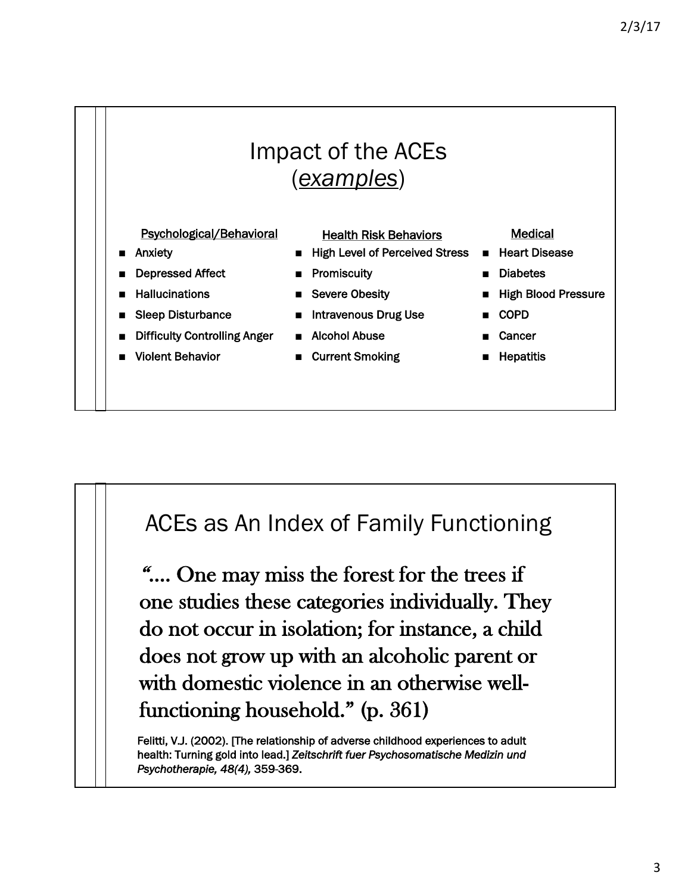## Impact of the ACEs (*examples*)

| Psychological/Behavioral | Health Risk Behaviors | Medical |
| --- | --- | --- |
| Anxiety | High Level of Perceived Stress | Heart Disease |
| Depressed Affect | Promiscuity | Diabetes |
| Hallucinations | Severe Obesity | High Blood Pressure |
| Sleep Disturbance | Intravenous Drug Use | COPD |
| Difficulty Controlling Anger | Alcohol Abuse | Cancer |
| Violent Behavior | Current Smoking | Hepatitis |

## ACEs as An Index of Family Functioning

"…. One may miss the forest for the trees if one studies these categories individually. They do not occur in isolation; for instance, a child does not grow up with an alcoholic parent or with domestic violence in an otherwise well-functioning household." (p. 361)

Felitti, V.J. (2002). [The relationship of adverse childhood experiences to adult health: Turning gold into lead.] *Zeitschrift fuer Psychosomatische Medizin und Psychotherapie, 48(4),* 359-369.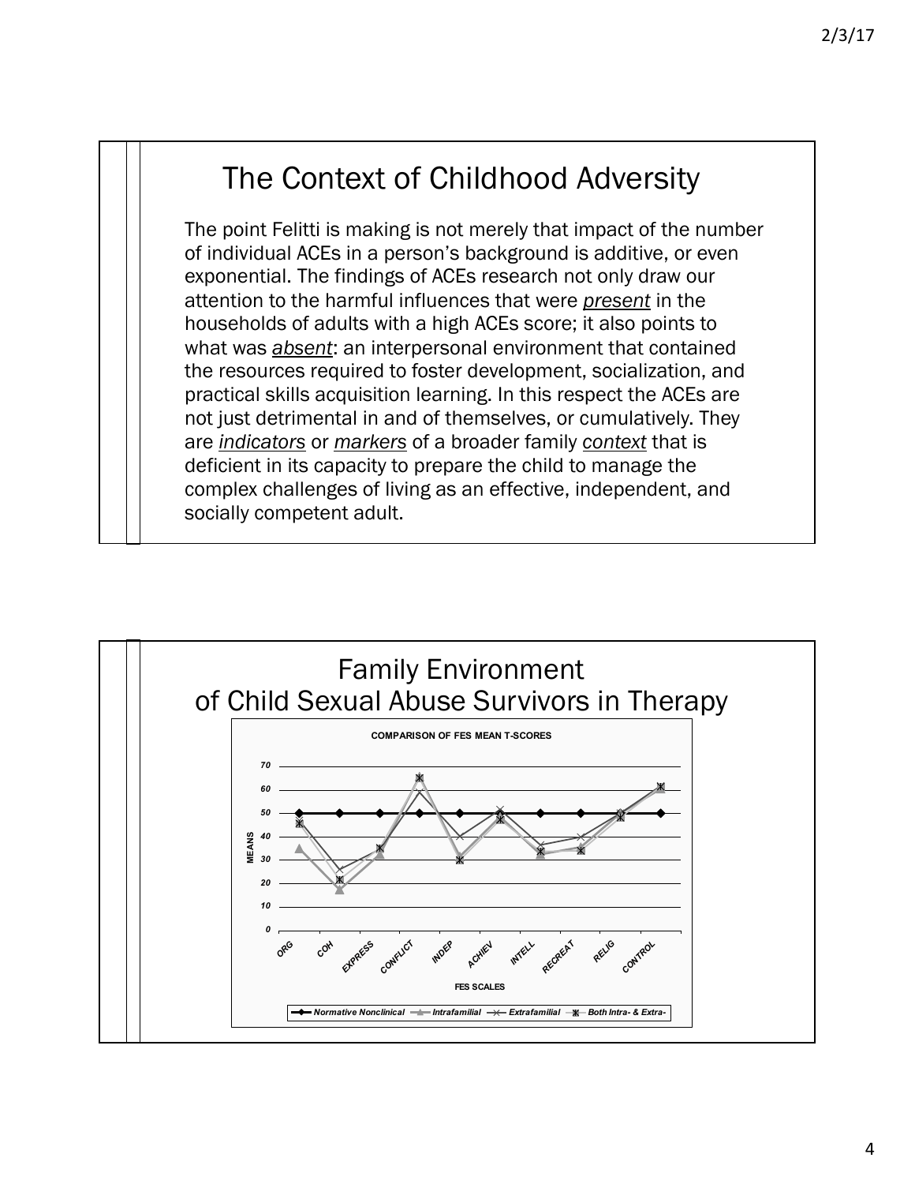## The Context of Childhood Adversity

The point Felitti is making is not merely that impact of the number of individual ACEs in a person's background is additive, or even exponential. The findings of ACEs research not only draw our attention to the harmful influences that were *present* in the households of adults with a high ACEs score; it also points to what was *absent*: an interpersonal environment that contained the resources required to foster development, socialization, and practical skills acquisition learning. In this respect the ACEs are not just detrimental in and of themselves, or cumulatively. They are *indicators* or *markers* of a broader family *context* that is deficient in its capacity to prepare the child to manage the complex challenges of living as an effective, independent, and socially competent adult.

## Family Environment of Child Sexual Abuse Survivors in Therapy

COMPARISON OF FES MEAN T-SCORES

MEANS: 70, 60, 50, 40, 30, 20, 10, 0

FES SCALES: ORG, COH, EXPRESS, CONFLICT, INDEP, ACHIEV, INTELL, RECREAT, RELIG, CONTROL

Normative Nonclinical — Intrafamilial — Extrafamilial — Both Intra- & Extra-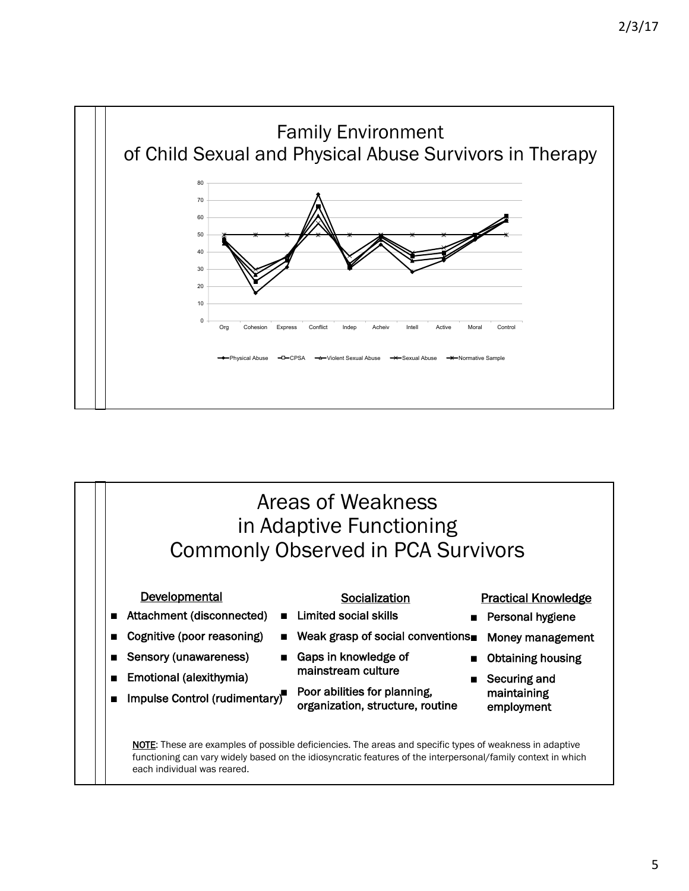# Family Environment of Child Sexual and Physical Abuse Survivors in Therapy

80
70
60
50
40
30
20
10
0

Org | Cohesion | Express | Conflict | Indep | Acheiv | Intell | Active | Moral | Control

Physical Abuse — CPSA — Violent Sexual Abuse — Sexual Abuse — Normative Sample

# Areas of Weakness in Adaptive Functioning Commonly Observed in PCA Survivors

**Developmental**

- Attachment (disconnected)
- Cognitive (poor reasoning)
- Sensory (unawareness)
- Emotional (alexithymia)
- Impulse Control (rudimentary)

**Socialization**

- Limited social skills
- Weak grasp of social conventions
- Gaps in knowledge of mainstream culture
- Poor abilities for planning, organization, structure, routine

**Practical Knowledge**

- Personal hygiene
- Money management
- Obtaining housing
- Securing and maintaining employment

**NOTE**: These are examples of possible deficiencies. The areas and specific types of weakness in adaptive functioning can vary widely based on the idiosyncratic features of the interpersonal/family context in which each individual was reared.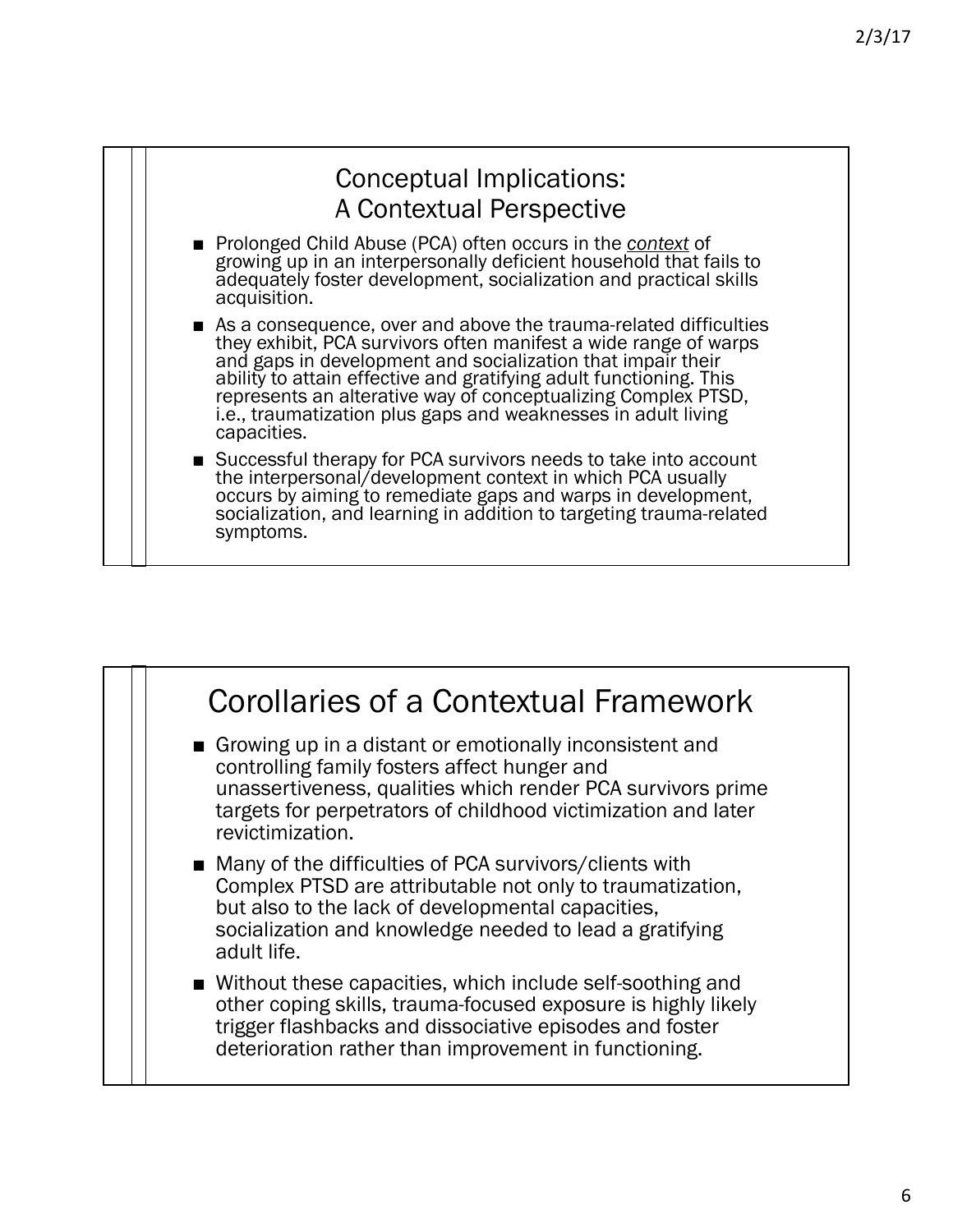## Conceptual Implications: A Contextual Perspective

- Prolonged Child Abuse (PCA) often occurs in the *context* of growing up in an interpersonally deficient household that fails to adequately foster development, socialization and practical skills acquisition.
- As a consequence, over and above the trauma-related difficulties they exhibit, PCA survivors often manifest a wide range of warps and gaps in development and socialization that impair their ability to attain effective and gratifying adult functioning. This represents an alterative way of conceptualizing Complex PTSD, i.e., traumatization plus gaps and weaknesses in adult living capacities.
- Successful therapy for PCA survivors needs to take into account the interpersonal/development context in which PCA usually occurs by aiming to remediate gaps and warps in development, socialization, and learning in addition to targeting trauma-related symptoms.

## Corollaries of a Contextual Framework

- Growing up in a distant or emotionally inconsistent and controlling family fosters affect hunger and unassertiveness, qualities which render PCA survivors prime targets for perpetrators of childhood victimization and later revictimization.
- Many of the difficulties of PCA survivors/clients with Complex PTSD are attributable not only to traumatization, but also to the lack of developmental capacities, socialization and knowledge needed to lead a gratifying adult life.
- Without these capacities, which include self-soothing and other coping skills, trauma-focused exposure is highly likely trigger flashbacks and dissociative episodes and foster deterioration rather than improvement in functioning.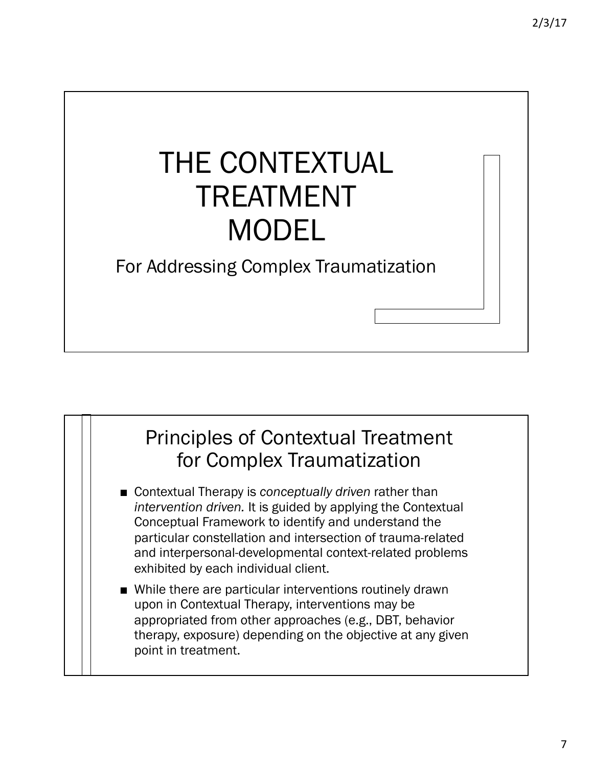# THE CONTEXTUAL TREATMENT MODEL

For Addressing Complex Traumatization

## Principles of Contextual Treatment for Complex Traumatization

- Contextual Therapy is *conceptually driven* rather than *intervention driven.* It is guided by applying the Contextual Conceptual Framework to identify and understand the particular constellation and intersection of trauma-related and interpersonal-developmental context-related problems exhibited by each individual client.
- While there are particular interventions routinely drawn upon in Contextual Therapy, interventions may be appropriated from other approaches (e.g., DBT, behavior therapy, exposure) depending on the objective at any given point in treatment.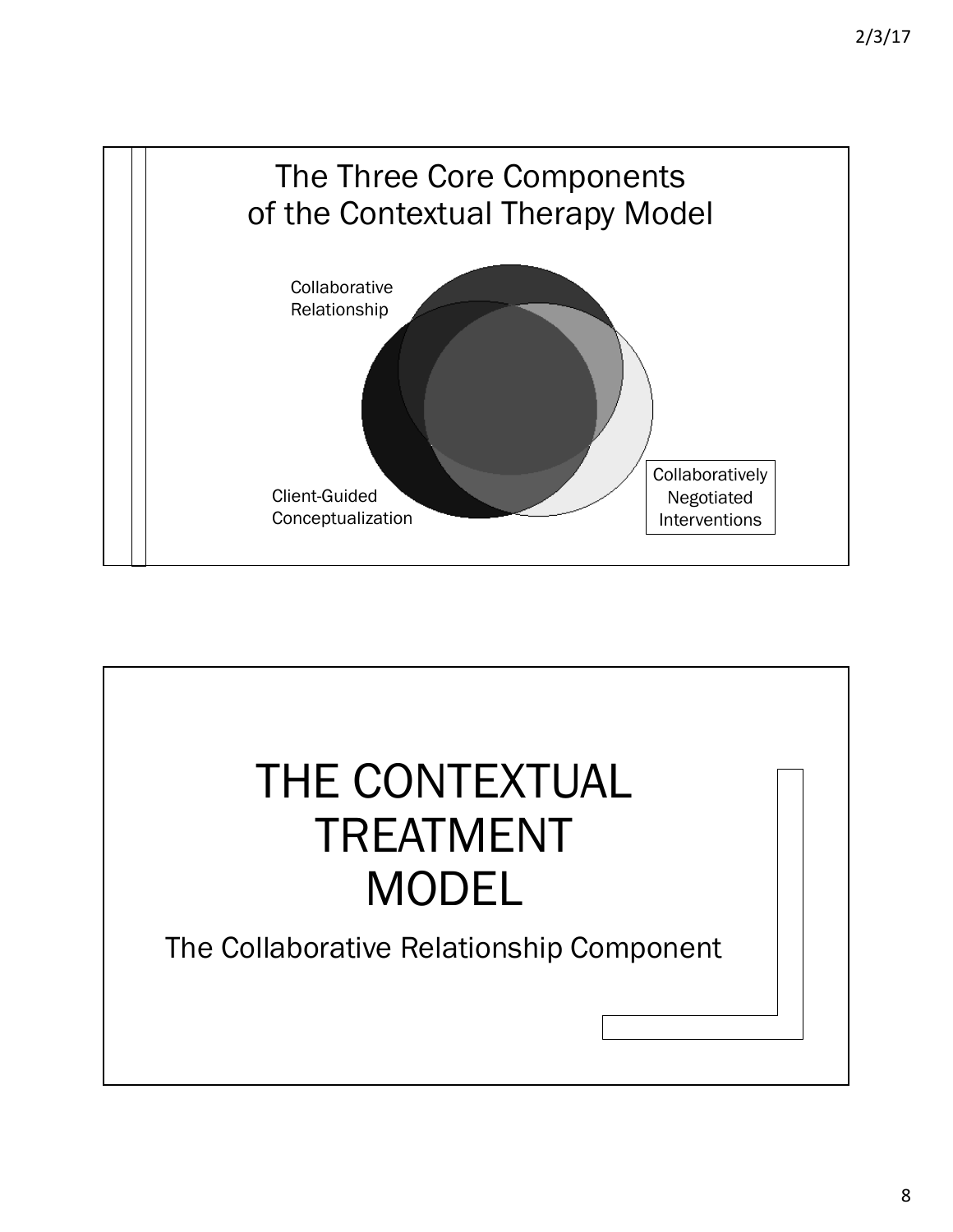## The Three Core Components of the Contextual Therapy Model

Collaborative Relationship

Client-Guided Conceptualization

Collaboratively Negotiated Interventions

# THE CONTEXTUAL TREATMENT MODEL

The Collaborative Relationship Component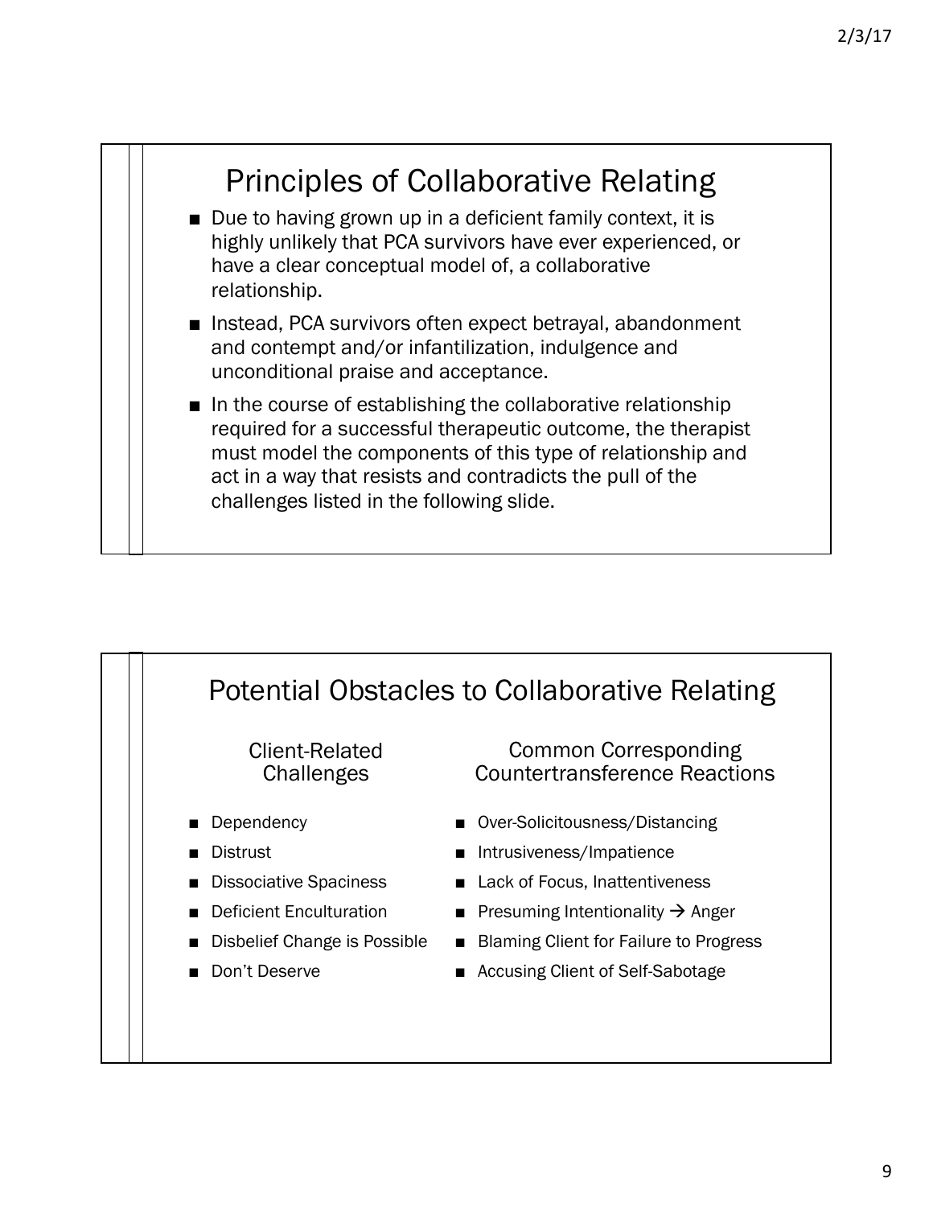## Principles of Collaborative Relating

- Due to having grown up in a deficient family context, it is highly unlikely that PCA survivors have ever experienced, or have a clear conceptual model of, a collaborative relationship.
- Instead, PCA survivors often expect betrayal, abandonment and contempt and/or infantilization, indulgence and unconditional praise and acceptance.
- In the course of establishing the collaborative relationship required for a successful therapeutic outcome, the therapist must model the components of this type of relationship and act in a way that resists and contradicts the pull of the challenges listed in the following slide.

## Potential Obstacles to Collaborative Relating

| Client-Related Challenges | Common Corresponding Countertransference Reactions |
|---|---|
| Dependency | Over-Solicitousness/Distancing |
| Distrust | Intrusiveness/Impatience |
| Dissociative Spaciness | Lack of Focus, Inattentiveness |
| Deficient Enculturation | Presuming Intentionality → Anger |
| Disbelief Change is Possible | Blaming Client for Failure to Progress |
| Don't Deserve | Accusing Client of Self-Sabotage |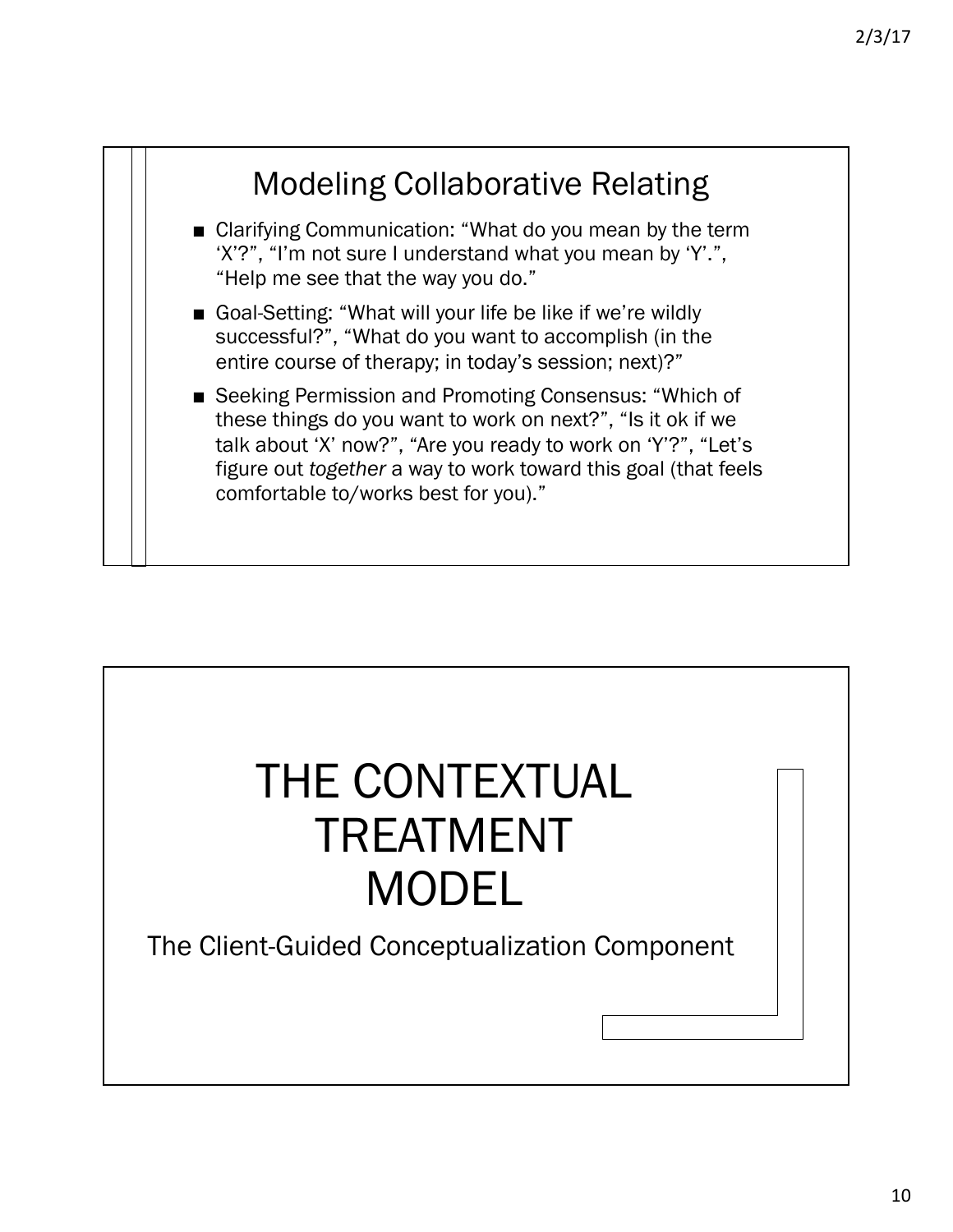## Modeling Collaborative Relating

- Clarifying Communication: “What do you mean by the term ‘X’?”, “I’m not sure I understand what you mean by ‘Y’.”, “Help me see that the way you do.”
- Goal-Setting: “What will your life be like if we’re wildly successful?”, “What do you want to accomplish (in the entire course of therapy; in today’s session; next)?”
- Seeking Permission and Promoting Consensus: “Which of these things do you want to work on next?”, “Is it ok if we talk about ‘X’ now?”, “Are you ready to work on ‘Y’?”, “Let’s figure out *together* a way to work toward this goal (that feels comfortable to/works best for you).”

# THE CONTEXTUAL TREATMENT MODEL

The Client-Guided Conceptualization Component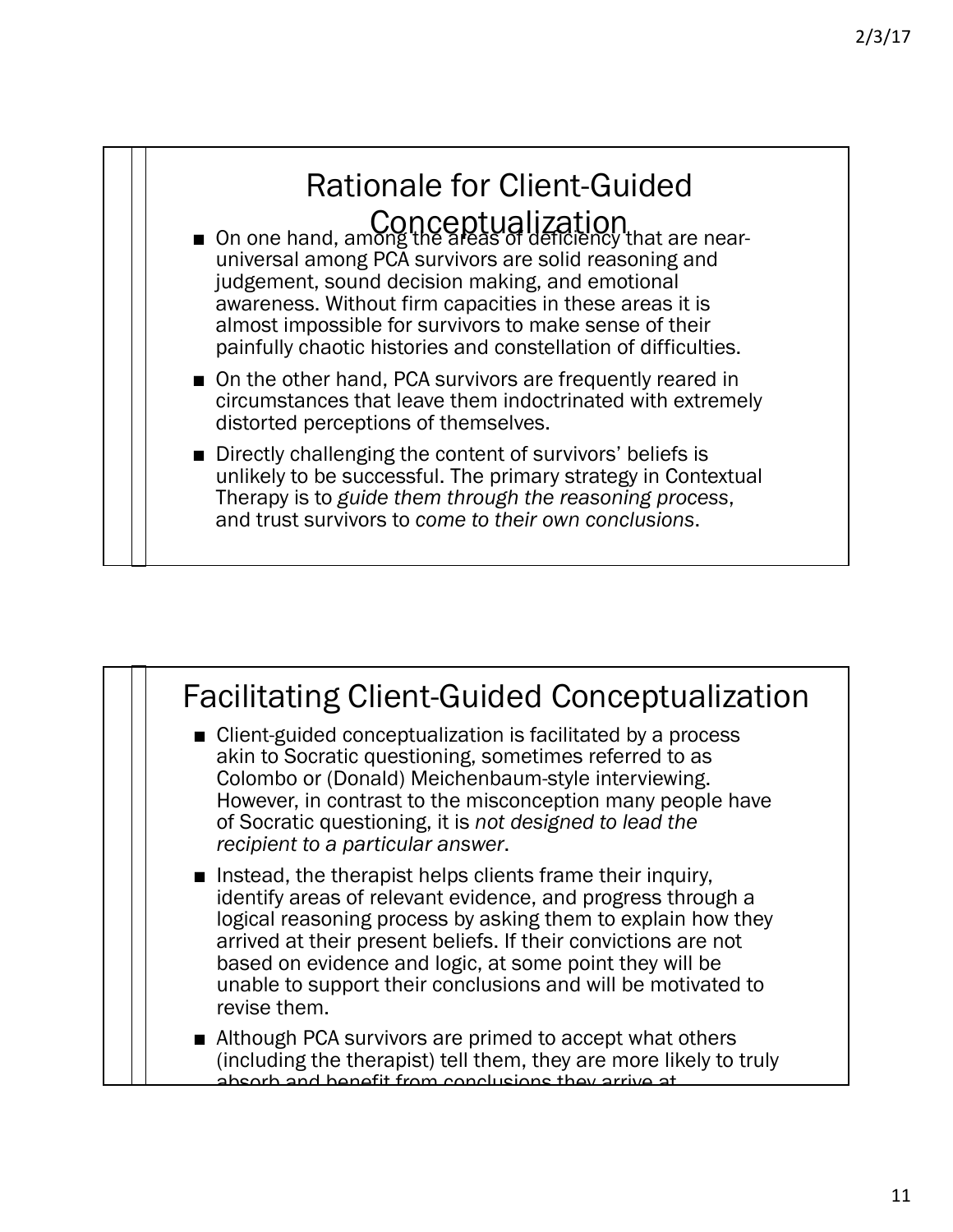## Rationale for Client-Guided Conceptualization

- On one hand, among the areas of deficiency that are near-universal among PCA survivors are solid reasoning and judgement, sound decision making, and emotional awareness. Without firm capacities in these areas it is almost impossible for survivors to make sense of their painfully chaotic histories and constellation of difficulties.
- On the other hand, PCA survivors are frequently reared in circumstances that leave them indoctrinated with extremely distorted perceptions of themselves.
- Directly challenging the content of survivors' beliefs is unlikely to be successful. The primary strategy in Contextual Therapy is to *guide them through the reasoning process*, and trust survivors to *come to their own conclusions*.

## Facilitating Client-Guided Conceptualization

- Client-guided conceptualization is facilitated by a process akin to Socratic questioning, sometimes referred to as Colombo or (Donald) Meichenbaum-style interviewing. However, in contrast to the misconception many people have of Socratic questioning, it is *not designed to lead the recipient to a particular answer*.
- Instead, the therapist helps clients frame their inquiry, identify areas of relevant evidence, and progress through a logical reasoning process by asking them to explain how they arrived at their present beliefs. If their convictions are not based on evidence and logic, at some point they will be unable to support their conclusions and will be motivated to revise them.
- Although PCA survivors are primed to accept what others (including the therapist) tell them, they are more likely to truly absorb and benefit from conclusions they arrive at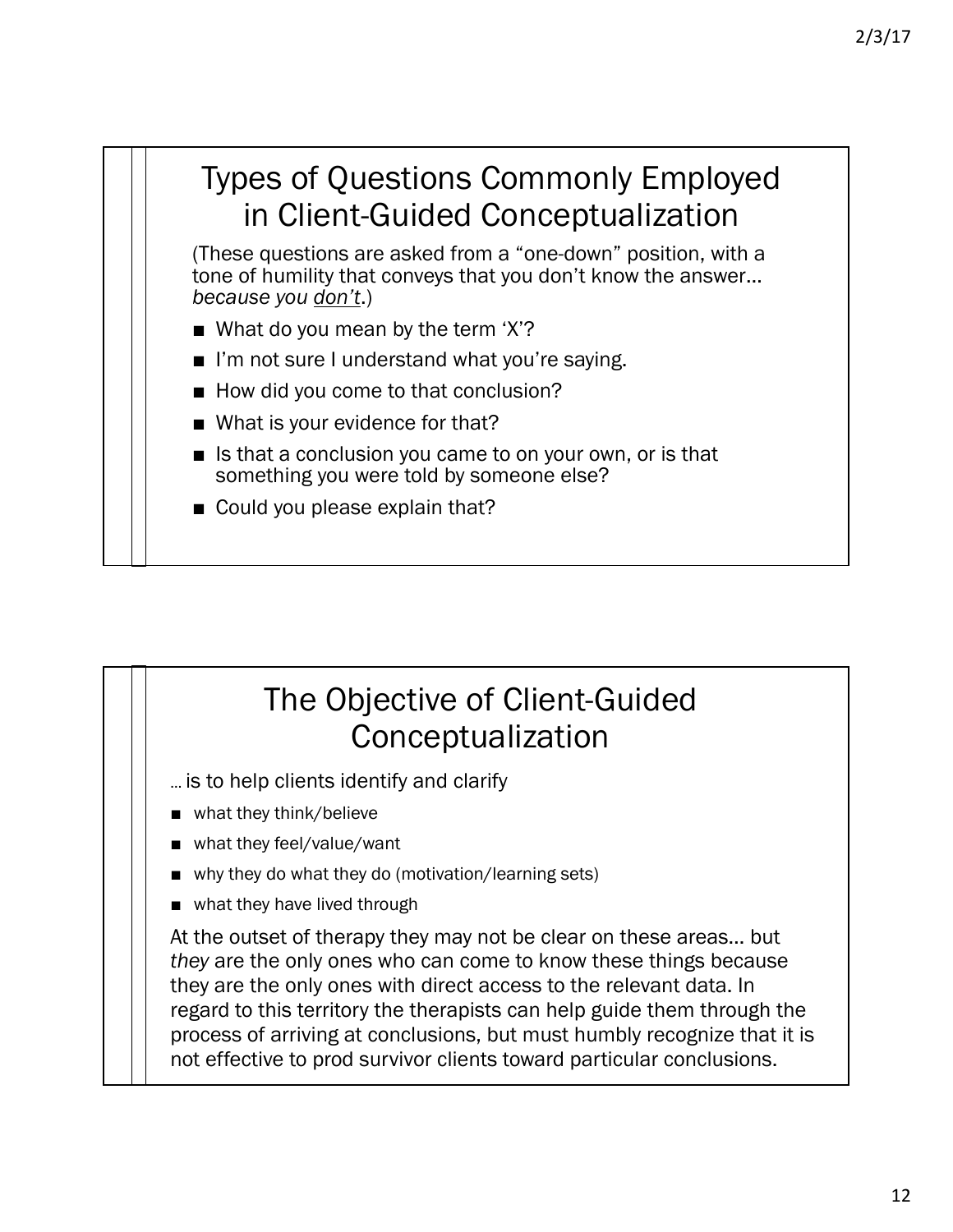## Types of Questions Commonly Employed in Client-Guided Conceptualization

(These questions are asked from a "one-down" position, with a tone of humility that conveys that you don't know the answer… *because you don't*.)

- What do you mean by the term 'X'?
- I'm not sure I understand what you're saying.
- How did you come to that conclusion?
- What is your evidence for that?
- Is that a conclusion you came to on your own, or is that something you were told by someone else?
- Could you please explain that?

## The Objective of Client-Guided Conceptualization

… is to help clients identify and clarify

- what they think/believe
- what they feel/value/want
- why they do what they do (motivation/learning sets)
- what they have lived through

At the outset of therapy they may not be clear on these areas… but *they* are the only ones who can come to know these things because they are the only ones with direct access to the relevant data. In regard to this territory the therapists can help guide them through the process of arriving at conclusions, but must humbly recognize that it is not effective to prod survivor clients toward particular conclusions.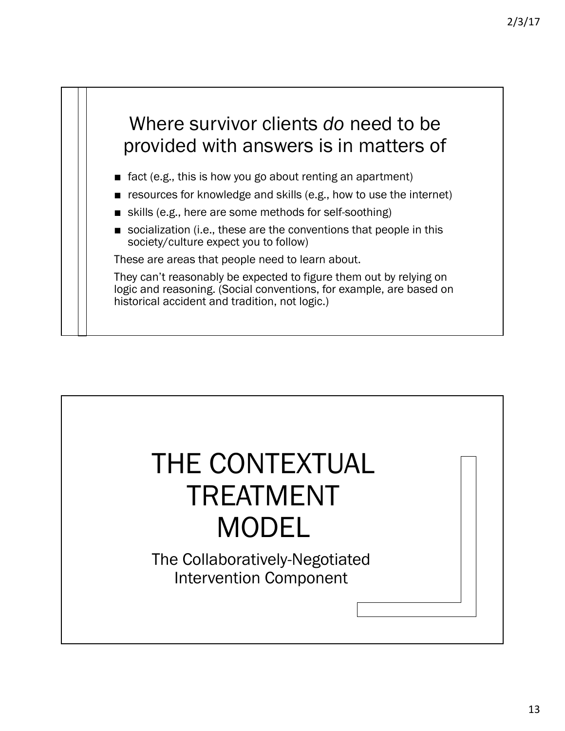## Where survivor clients *do* need to be provided with answers is in matters of

- fact (e.g., this is how you go about renting an apartment)
- resources for knowledge and skills (e.g., how to use the internet)
- skills (e.g., here are some methods for self-soothing)
- socialization (i.e., these are the conventions that people in this society/culture expect you to follow)

These are areas that people need to learn about.

They can't reasonably be expected to figure them out by relying on logic and reasoning. (Social conventions, for example, are based on historical accident and tradition, not logic.)

# THE CONTEXTUAL TREATMENT MODEL

The Collaboratively-Negotiated Intervention Component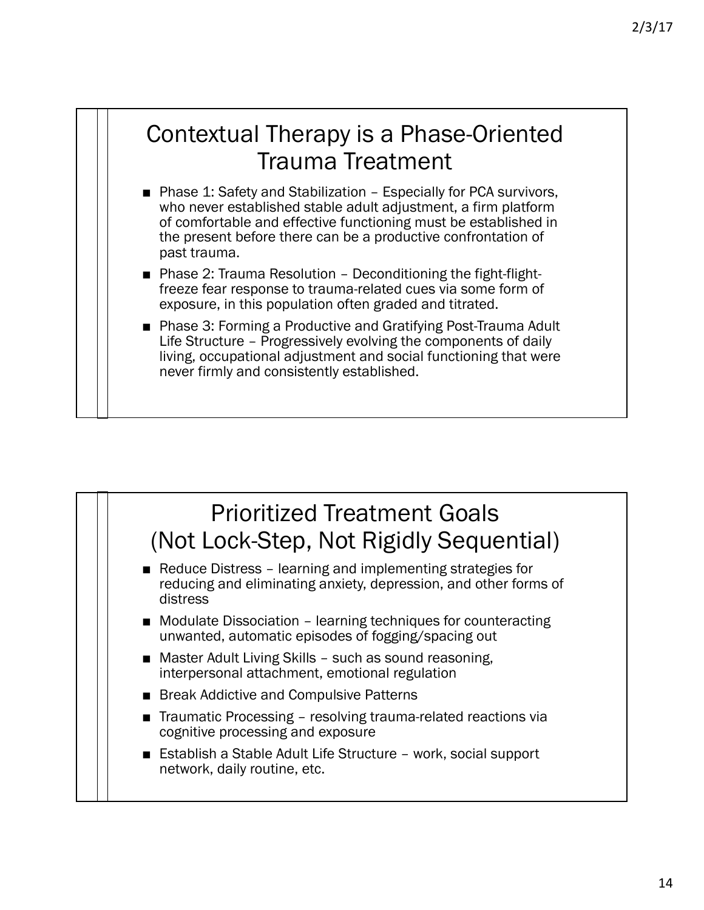## Contextual Therapy is a Phase-Oriented Trauma Treatment

- Phase 1: Safety and Stabilization – Especially for PCA survivors, who never established stable adult adjustment, a firm platform of comfortable and effective functioning must be established in the present before there can be a productive confrontation of past trauma.
- Phase 2: Trauma Resolution – Deconditioning the fight-flight-freeze fear response to trauma-related cues via some form of exposure, in this population often graded and titrated.
- Phase 3: Forming a Productive and Gratifying Post-Trauma Adult Life Structure – Progressively evolving the components of daily living, occupational adjustment and social functioning that were never firmly and consistently established.

## Prioritized Treatment Goals (Not Lock-Step, Not Rigidly Sequential)

- Reduce Distress – learning and implementing strategies for reducing and eliminating anxiety, depression, and other forms of distress
- Modulate Dissociation – learning techniques for counteracting unwanted, automatic episodes of fogging/spacing out
- Master Adult Living Skills – such as sound reasoning, interpersonal attachment, emotional regulation
- Break Addictive and Compulsive Patterns
- Traumatic Processing – resolving trauma-related reactions via cognitive processing and exposure
- Establish a Stable Adult Life Structure – work, social support network, daily routine, etc.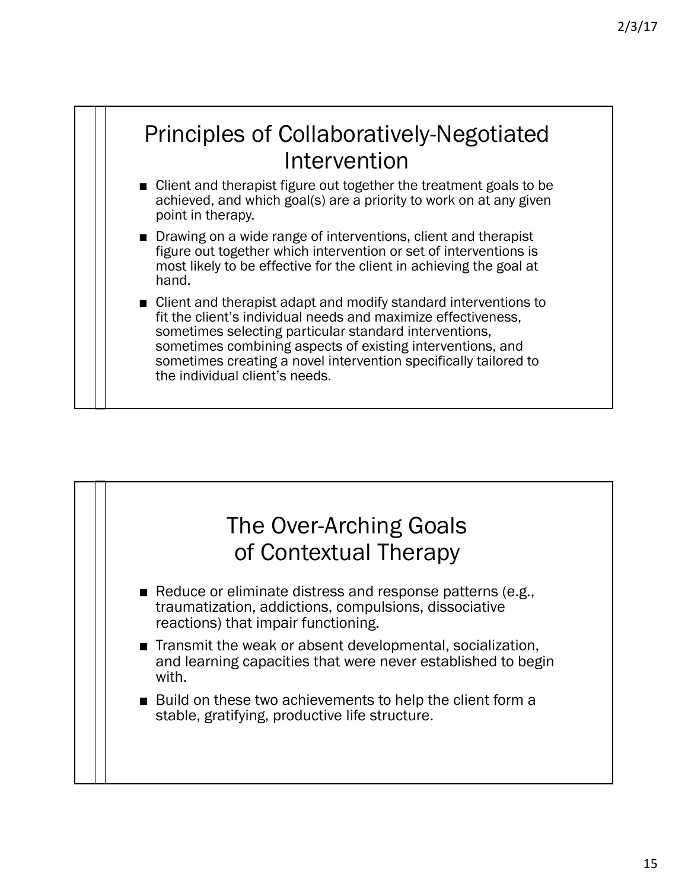## Principles of Collaboratively-Negotiated Intervention

- Client and therapist figure out together the treatment goals to be achieved, and which goal(s) are a priority to work on at any given point in therapy.
- Drawing on a wide range of interventions, client and therapist figure out together which intervention or set of interventions is most likely to be effective for the client in achieving the goal at hand.
- Client and therapist adapt and modify standard interventions to fit the client's individual needs and maximize effectiveness, sometimes selecting particular standard interventions, sometimes combining aspects of existing interventions, and sometimes creating a novel intervention specifically tailored to the individual client's needs.

## The Over-Arching Goals of Contextual Therapy

- Reduce or eliminate distress and response patterns (e.g., traumatization, addictions, compulsions, dissociative reactions) that impair functioning.
- Transmit the weak or absent developmental, socialization, and learning capacities that were never established to begin with.
- Build on these two achievements to help the client form a stable, gratifying, productive life structure.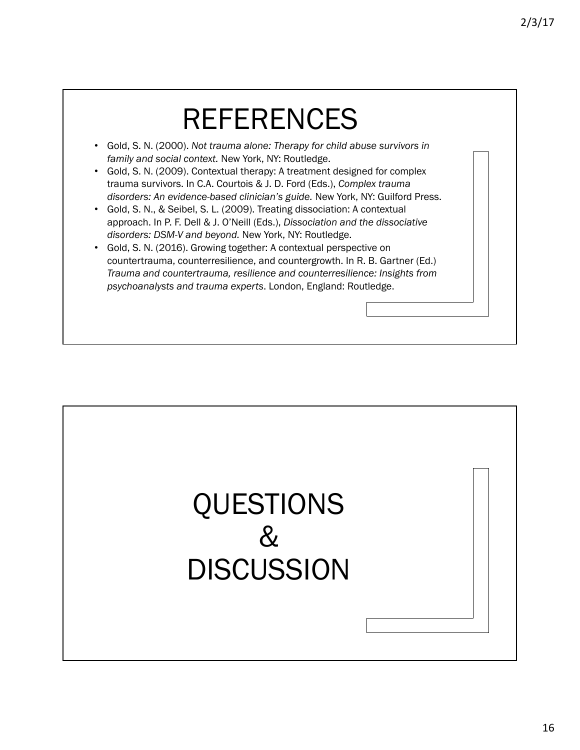# REFERENCES

- Gold, S. N. (2000). *Not trauma alone: Therapy for child abuse survivors in family and social context.* New York, NY: Routledge.
- Gold, S. N. (2009). Contextual therapy: A treatment designed for complex trauma survivors. In C.A. Courtois & J. D. Ford (Eds.), *Complex trauma disorders: An evidence-based clinician's guide.* New York, NY: Guilford Press.
- Gold, S. N., & Seibel, S. L. (2009). Treating dissociation: A contextual approach. In P. F. Dell & J. O'Neill (Eds.), *Dissociation and the dissociative disorders: DSM-V and beyond.* New York, NY: Routledge.
- Gold, S. N. (2016). Growing together: A contextual perspective on countertrauma, counterresilience, and countergrowth. In R. B. Gartner (Ed.) *Trauma and countertrauma, resilience and counterresilience: Insights from psychoanalysts and trauma experts*. London, England: Routledge.

# QUESTIONS & DISCUSSION